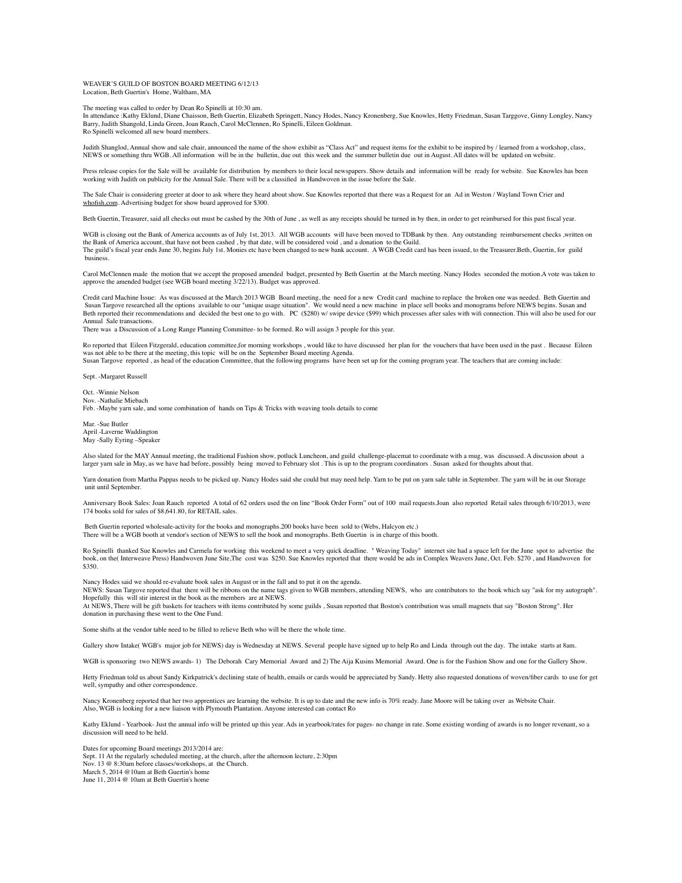WEAVER'S GUILD OF BOSTON BOARD MEETING 6/12/13
Location, Beth Guertin's Home, Waltham, MA

The meeting was called to order by Dean Ro Spinelli at 10:30 am.
In attendance :Kathy Eklund, Diane Chaisson, Beth Guertin, Elizabeth Springett, Nancy Hodes, Nancy Kronenberg, Sue Knowles, Hetty Friedman, Susan Targgove, Ginny Longley, Nancy Barry, Judith Shangold, Linda Green, Joan Rauch, Carol McClennen, Ro Spinelli, Eileen Goldman.
Ro Spinelli welcomed all new board members.

Judith Shanglod, Annual show and sale chair, announced the name of the show exhibit as "Class Act" and request items for the exhibit to be inspired by / learned from a workshop, class, NEWS or something thru WGB. All information will be in the bulletin, due out this week and the summer bulletin due out in August. All dates will be updated on website.

Press release copies for the Sale will be available for distribution by members to their local newspapers. Show details and information will be ready for website. Sue Knowles has been working with Judith on publicity for the Annual Sale. There will be a classified in Handwoven in the issue before the Sale.

The Sale Chair is considering greeter at door to ask where they heard about show. Sue Knowles reported that there was a Request for an Ad in Weston / Wayland Town Crier and whofish.com. Advertising budget for show board approved for $300.

Beth Guertin, Treasurer, said all checks out must be cashed by the 30th of June , as well as any receipts should be turned in by then, in order to get reimbursed for this past fiscal year.

WGB is closing out the Bank of America accounts as of July 1st, 2013. All WGB accounts will have been moved to TDBank by then. Any outstanding reimbursement checks ,written on the Bank of America account, that have not been cashed , by that date, will be considered void , and a donation to the Guild.
The guild's fiscal year ends June 30, begins July 1st. Monies etc have been changed to new bank account. A WGB Credit card has been issued, to the Treasurer.Beth, Guertin, for guild business.

Carol McClennen made the motion that we accept the proposed amended budget, presented by Beth Guertin at the March meeting. Nancy Hodes seconded the motion.A vote was taken to approve the amended budget (see WGB board meeting 3/22/13). Budget was approved.

Credit card Machine Issue: As was discussed at the March 2013 WGB Board meeting, the need for a new Credit card machine to replace the broken one was needed. Beth Guertin and Susan Targove researched all the options available to our "unique usage situation". We would need a new machine in place sell books and monograms before NEWS begins. Susan and Beth reported their recommendations and decided the best one to go with. PC ($280) w/ swipe device ($99) which processes after sales with wifi connection. This will also be used for our Annual Sale transactions.
There was a Discussion of a Long Range Planning Committee- to be formed. Ro will assign 3 people for this year.

Ro reported that Eileen Fitzgerald, education committee,for morning workshops , would like to have discussed her plan for the vouchers that have been used in the past . Because Eileen was not able to be there at the meeting, this topic will be on the September Board meeting Agenda.
Susan Targove reported , as head of the education Committee, that the following programs have been set up for the coming program year. The teachers that are coming include:

Sept. -Margaret Russell

Oct. -Winnie Nelson
Nov. -Nathalie Miebach
Feb. -Maybe yarn sale, and some combination of hands on Tips & Tricks with weaving tools details to come

Mar. -Sue Butler
April -Laverne Waddington
May -Sally Eyring –Speaker

Also slated for the MAY Annual meeting, the traditional Fashion show, potluck Luncheon, and guild challenge-placemat to coordinate with a mug, was discussed. A discussion about a larger yarn sale in May, as we have had before, possibly being moved to February slot . This is up to the program coordinators . Susan asked for thoughts about that.

Yarn donation from Martha Pappas needs to be picked up. Nancy Hodes said she could but may need help. Yarn to be put on yarn sale table in September. The yarn will be in our Storage unit until September.

Anniversary Book Sales: Joan Rauch reported A total of 62 orders used the on line "Book Order Form" out of 100 mail requests.Joan also reported Retail sales through 6/10/2013, were 174 books sold for sales of $8,641.80, for RETAIL sales.

Beth Guertin reported wholesale-activity for the books and monographs.200 books have been sold to (Webs, Halcyon etc.)
There will be a WGB booth at vendor's section of NEWS to sell the book and monographs. Beth Guertin is in charge of this booth.

Ro Spinelli thanked Sue Knowles and Carmela for working this weekend to meet a very quick deadline. " Weaving Today" internet site had a space left for the June spot to advertise the book, on the( Interweave Press) Handwoven June Site,The cost was $250. Sue Knowles reported that there would be ads in Complex Weavers June, Oct. Feb. $270 , and Handwoven for $350.

Nancy Hodes said we should re-evaluate book sales in August or in the fall and to put it on the agenda.
NEWS: Susan Targove reported that there will be ribbons on the name tags given to WGB members, attending NEWS, who are contributors to the book which say "ask for my autograph". Hopefully this will stir interest in the book as the members are at NEWS.
At NEWS, There will be gift baskets for teachers with items contributed by some guilds , Susan reported that Boston's contribution was small magnets that say "Boston Strong". Her donation in purchasing these went to the One Fund.

Some shifts at the vendor table need to be filled to relieve Beth who will be there the whole time.

Gallery show Intake( WGB's major job for NEWS) day is Wednesday at NEWS. Several people have signed up to help Ro and Linda through out the day. The intake starts at 8am.

WGB is sponsoring two NEWS awards- 1) The Deborah Cary Memorial Award and 2) The Aija Kusins Memorial Award. One is for the Fashion Show and one for the Gallery Show.

Hetty Friedman told us about Sandy Kirkpatrick's declining state of health, emails or cards would be appreciated by Sandy. Hetty also requested donations of woven/fiber cards to use for get well, sympathy and other correspondence.

Nancy Kronenberg reported that her two apprentices are learning the website. It is up to date and the new info is 70% ready. Jane Moore will be taking over as Website Chair.
Also, WGB is looking for a new liaison with Plymouth Plantation. Anyone interested can contact Ro

Kathy Eklund - Yearbook- Just the annual info will be printed up this year. Ads in yearbook/rates for pages- no change in rate. Some existing wording of awards is no longer revenant, so a discussion will need to be held.

Dates for upcoming Board meetings 2013/2014 are:
Sept. 11 At the regularly scheduled meeting, at the church, after the afternoon lecture, 2:30pm
Nov. 13 @ 8:30am before classes/workshops, at the Church.
March 5, 2014 @10am at Beth Guertin's home
June 11, 2014 @ 10am at Beth Guertin's home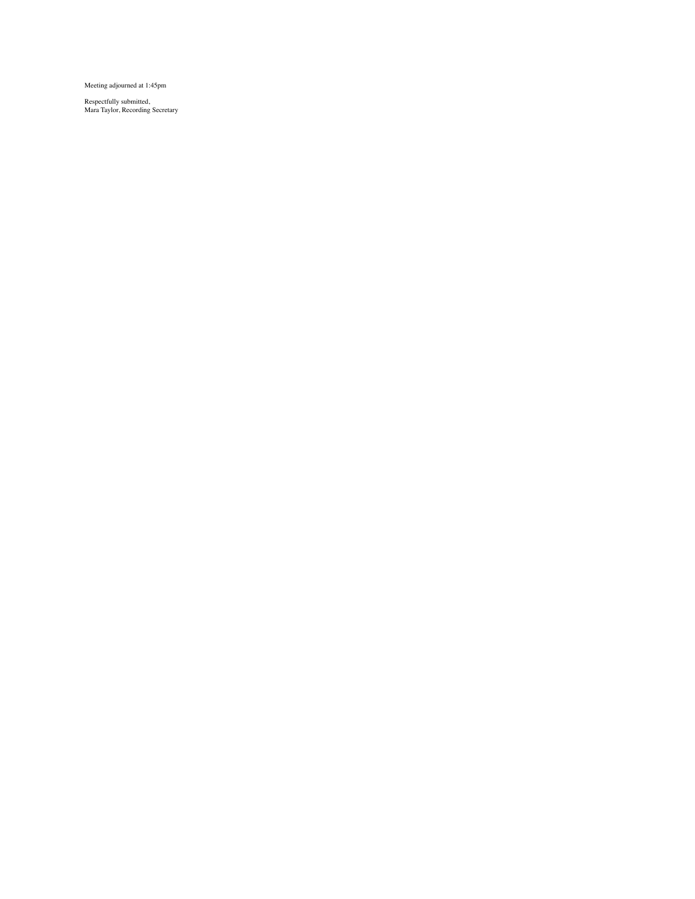Meeting adjourned at 1:45pm

Respectfully submitted,  
Mara Taylor, Recording Secretary